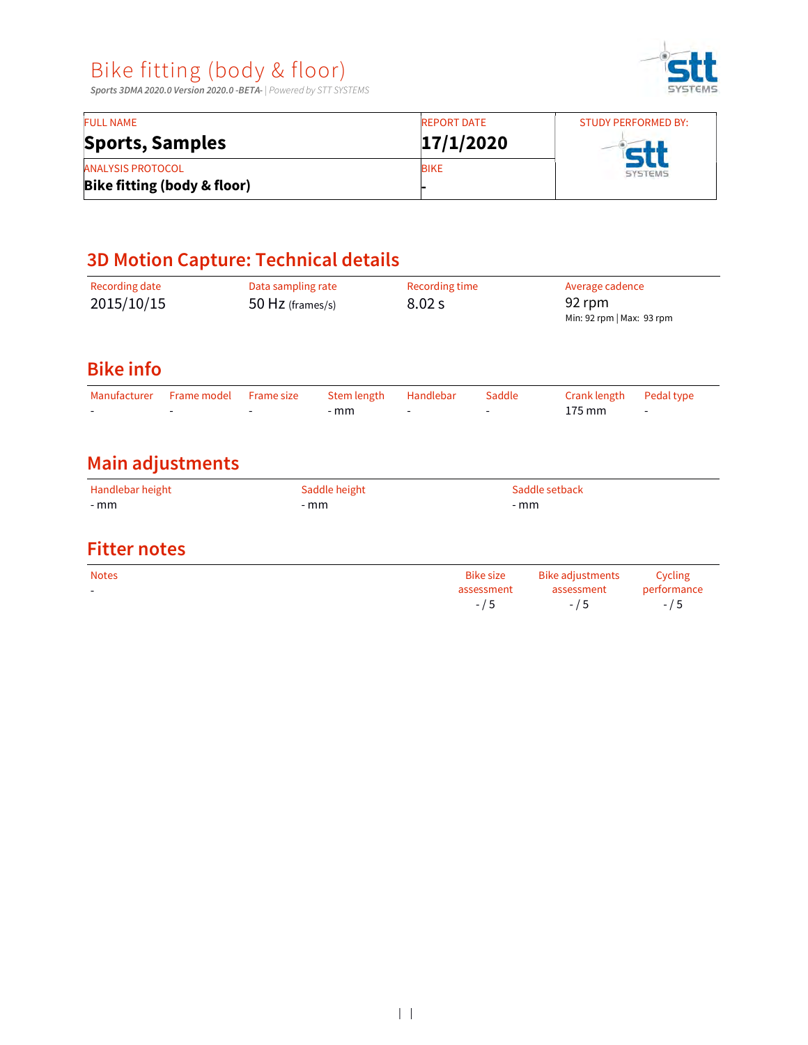# Bike fitting (body & floor)

*Sports 3DMA 2020.0 Version 2020.0 -BETA-* | *Powered by STT SYSTEMS*

| FULL NAME | REPORT DATE | STUDY PERFORMED BY: |
|---|---|---|
| **Sports, Samples** | **17/1/2020** | |
| ANALYSIS PROTOCOL | BIKE | |
| **Bike fitting (body & floor)** | **-** | |

## 3D Motion Capture: Technical details

| Recording date | Data sampling rate | Recording time | Average cadence |
|---|---|---|---|
| 2015/10/15 | 50 Hz (frames/s) | 8.02 s | 92 rpm<br>Min: 92 rpm \| Max: 93 rpm |

## Bike info

| Manufacturer | Frame model | Frame size | Stem length | Handlebar | Saddle | Crank length | Pedal type |
|---|---|---|---|---|---|---|---|
| - | - | - | - mm | - | - | 175 mm | - |

## Main adjustments

| Handlebar height | Saddle height | Saddle setback |
|---|---|---|
| - mm | - mm | - mm |

## Fitter notes

| Notes | Bike size assessment | Bike adjustments assessment | Cycling performance |
|---|---|---|---|
| - | - / 5 | - / 5 | - / 5 |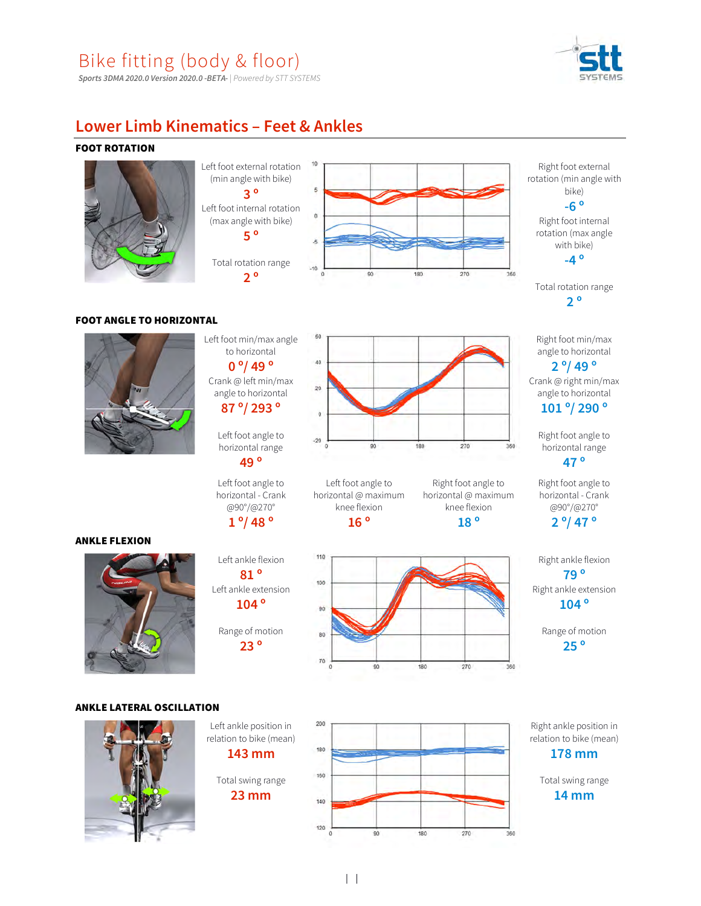# Bike fitting (body & floor)

*Sports 3DMA 2020.0 Version 2020.0 -BETA-* | Powered by STT SYSTEMS

## Lower Limb Kinematics – Feet & Ankles

### FOOT ROTATION

Left foot external rotation (min angle with bike)
**3 º**

Left foot internal rotation (max angle with bike)
**5 º**

Total rotation range
**2 º**

Right foot external rotation (min angle with bike)
**-6 º**

Right foot internal rotation (max angle with bike)
**-4 º**

Total rotation range
**2 º**

### FOOT ANGLE TO HORIZONTAL

Left foot min/max angle to horizontal
**0 º/ 49 º**

Crank @ left min/max angle to horizontal
**87 º/ 293 º**

Left foot angle to horizontal range
**49 º**

Right foot min/max angle to horizontal
**2 º/ 49 º**

Crank @ right min/max angle to horizontal
**101 º/ 290 º**

Right foot angle to horizontal range
**47 º**

Left foot angle to horizontal - Crank @90º/@270º
**1 º/ 48 º**

Left foot angle to horizontal @ maximum knee flexion
**16 º**

Right foot angle to horizontal @ maximum knee flexion
**18 º**

Right foot angle to horizontal - Crank @90º/@270º
**2 º/ 47 º**

### ANKLE FLEXION

Left ankle flexion
**81 º**

Left ankle extension
**104 º**

Range of motion
**23 º**

Right ankle flexion
**79 º**

Right ankle extension
**104 º**

Range of motion
**25 º**

### ANKLE LATERAL OSCILLATION

Left ankle position in relation to bike (mean)
**143 mm**

Total swing range
**23 mm**

Right ankle position in relation to bike (mean)
**178 mm**

Total swing range
**14 mm**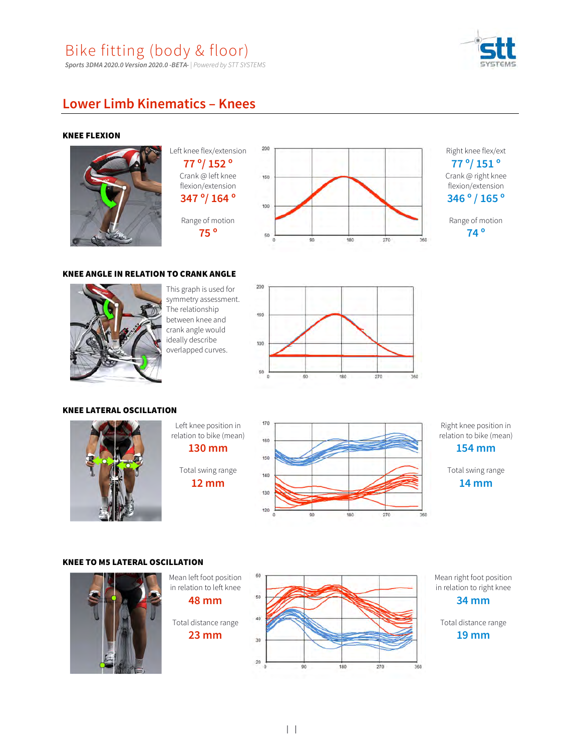## Lower Limb Kinematics – Knees

### KNEE FLEXION

Left knee flex/extension

**77 °/ 152 °**

Crank @ left knee flexion/extension

**347 °/ 164 °**

Range of motion

**75 °**

Right knee flex/ext

**77 °/ 151 °**

Crank @ right knee flexion/extension

**346 ° / 165 °**

Range of motion

**74 °**

### KNEE ANGLE IN RELATION TO CRANK ANGLE

This graph is used for symmetry assessment. The relationship between knee and crank angle would ideally describe overlapped curves.

### KNEE LATERAL OSCILLATION

Left knee position in relation to bike (mean)

**130 mm**

Total swing range

**12 mm**

Right knee position in relation to bike (mean)

**154 mm**

Total swing range

**14 mm**

### KNEE TO M5 LATERAL OSCILLATION

Mean left foot position in relation to left knee

**48 mm**

Total distance range

**23 mm**

Mean right foot position in relation to right knee

**34 mm**

Total distance range

**19 mm**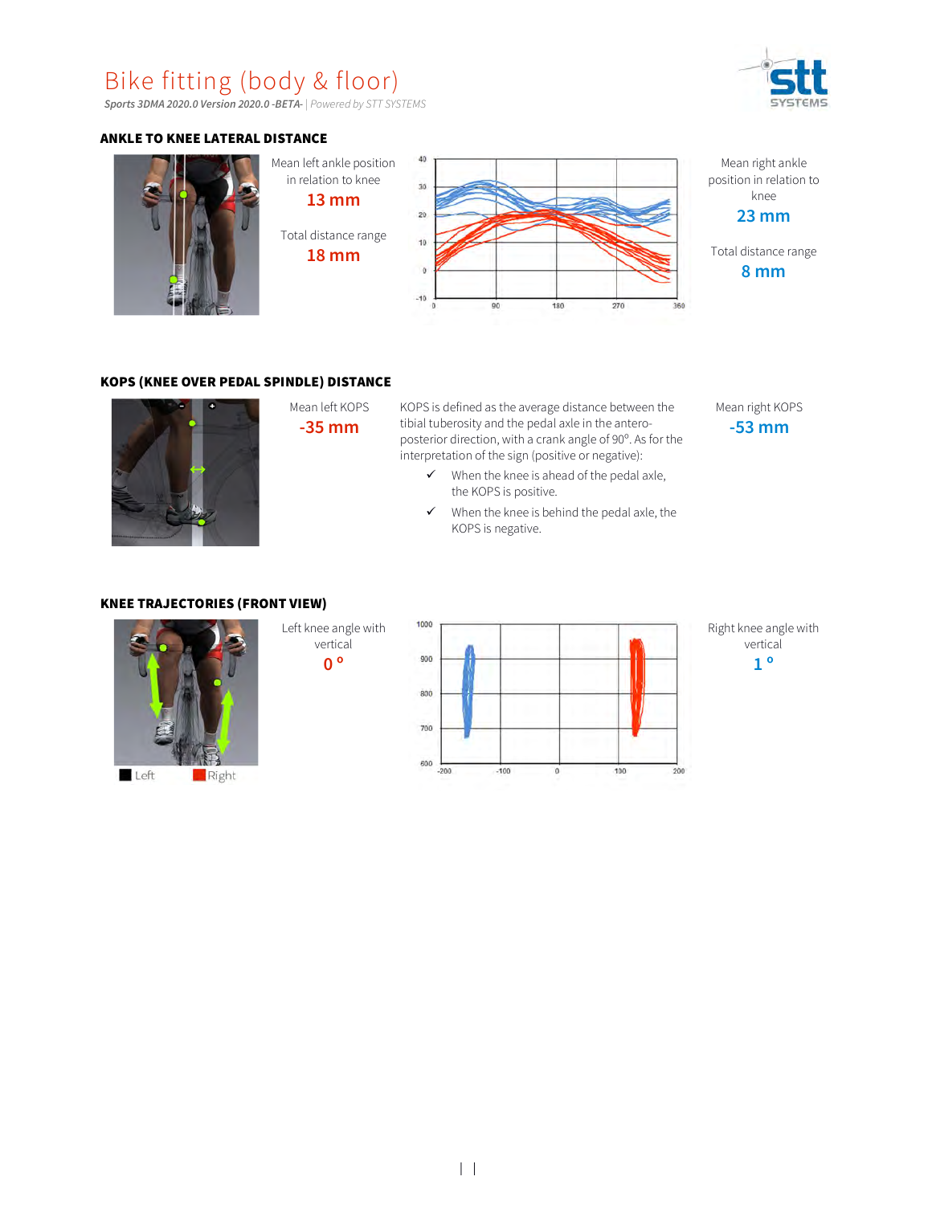# Bike fitting (body & floor)

*Sports 3DMA 2020.0 Version 2020.0 -BETA-* | *Powered by STT SYSTEMS*

## ANKLE TO KNEE LATERAL DISTANCE

Mean left ankle position in relation to knee

**13 mm**

Total distance range

**18 mm**

Mean right ankle position in relation to knee

**23 mm**

Total distance range

**8 mm**

## KOPS (KNEE OVER PEDAL SPINDLE) DISTANCE

Mean left KOPS

**-35 mm**

KOPS is defined as the average distance between the tibial tuberosity and the pedal axle in the antero-posterior direction, with a crank angle of 90°. As for the interpretation of the sign (positive or negative):

- ✓ When the knee is ahead of the pedal axle, the KOPS is positive.
- ✓ When the knee is behind the pedal axle, the KOPS is negative.

Mean right KOPS

**-53 mm**

## KNEE TRAJECTORIES (FRONT VIEW)

Left | Right

Left knee angle with vertical

**0 °**

Right knee angle with vertical

**1 °**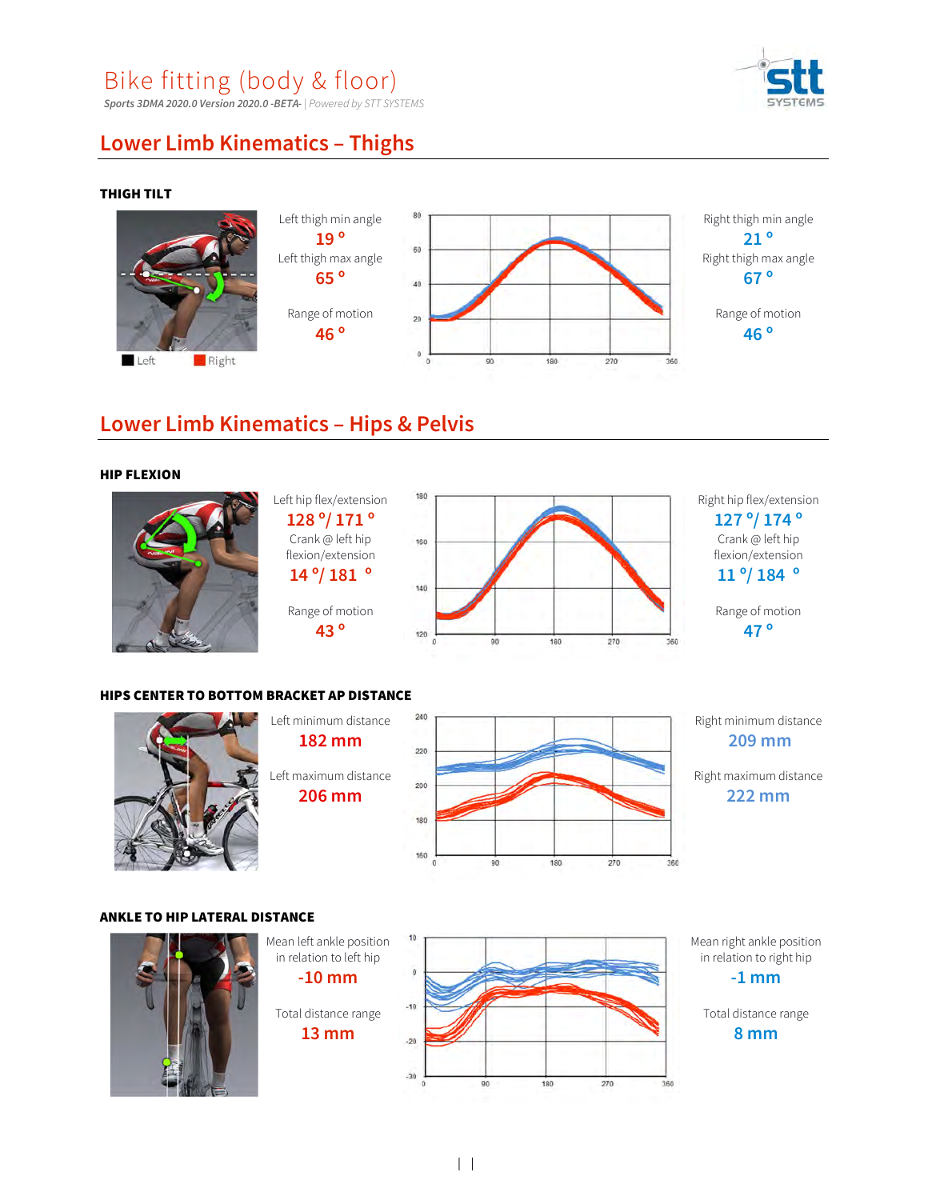Bike fitting (body & floor)

*Sports 3DMA 2020.0 Version 2020.0 -BETA-* | *Powered by STT SYSTEMS*

## Lower Limb Kinematics – Thighs

### THIGH TILT

Left | Right

Left thigh min angle
**19 º**
Left thigh max angle
**65 º**

Range of motion
**46 º**

Right thigh min angle
**21 º**
Right thigh max angle
**67 º**

Range of motion
**46 º**

## Lower Limb Kinematics – Hips & Pelvis

### HIP FLEXION

Left hip flex/extension
**128 º/ 171 º**
Crank @ left hip flexion/extension
**14 º/ 181 º**

Range of motion
**43 º**

Right hip flex/extension
**127 º/ 174 º**
Crank @ left hip flexion/extension
**11 º/ 184 º**

Range of motion
**47 º**

### HIPS CENTER TO BOTTOM BRACKET AP DISTANCE

Left minimum distance
**182 mm**

Left maximum distance
**206 mm**

Right minimum distance
**209 mm**

Right maximum distance
**222 mm**

### ANKLE TO HIP LATERAL DISTANCE

Mean left ankle position in relation to left hip
**-10 mm**

Total distance range
**13 mm**

Mean right ankle position in relation to right hip
**-1 mm**

Total distance range
**8 mm**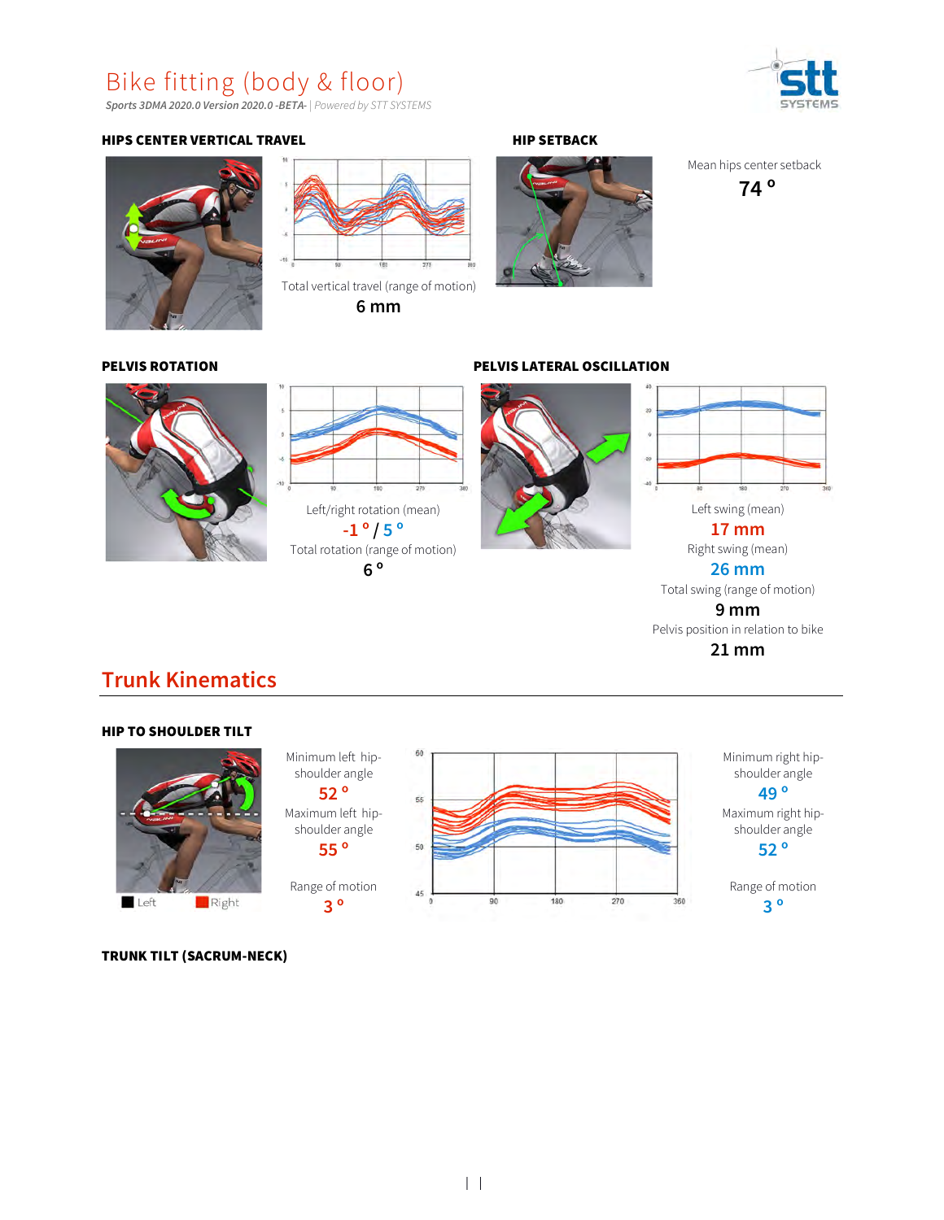# Bike fitting (body & floor)

*Sports 3DMA 2020.0 Version 2020.0 -BETA-* | Powered by STT SYSTEMS

### HIPS CENTER VERTICAL TRAVEL

Total vertical travel (range of motion)

**6 mm**

### HIP SETBACK

Mean hips center setback

**74 º**

### PELVIS ROTATION

Left/right rotation (mean)

**-1 º / 5 º**

Total rotation (range of motion)

**6 º**

### PELVIS LATERAL OSCILLATION

Left swing (mean)

**17 mm**

Right swing (mean)

**26 mm**

Total swing (range of motion)

**9 mm**

Pelvis position in relation to bike

**21 mm**

## Trunk Kinematics

### HIP TO SHOULDER TILT

Left Right

Minimum left hip-shoulder angle

**52 º**

Maximum left hip-shoulder angle

**55 º**

Range of motion

**3 º**

Minimum right hip-shoulder angle

**49 º**

Maximum right hip-shoulder angle

**52 º**

Range of motion

**3 º**

### TRUNK TILT (SACRUM-NECK)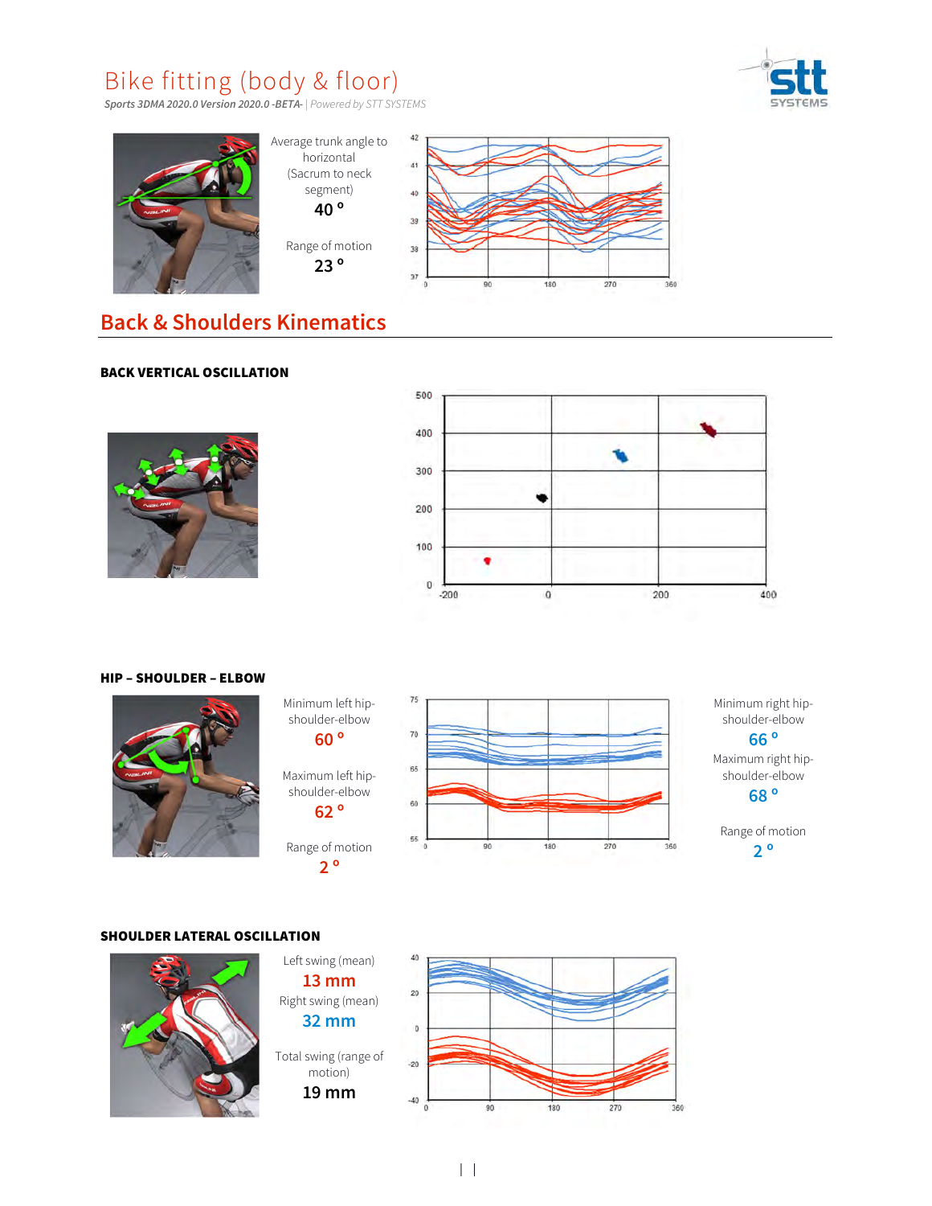# Bike fitting (body & floor)

*Sports 3DMA 2020.0 Version 2020.0 -BETA-* | *Powered by STT SYSTEMS*

Average trunk angle to horizontal (Sacrum to neck segment)

**40 º**

Range of motion

**23 º**

## Back & Shoulders Kinematics

### BACK VERTICAL OSCILLATION

### HIP – SHOULDER – ELBOW

Minimum left hip-shoulder-elbow

**60 º**

Maximum left hip-shoulder-elbow

**62 º**

Range of motion

**2 º**

Minimum right hip-shoulder-elbow

**66 º**

Maximum right hip-shoulder-elbow

**68 º**

Range of motion

**2 º**

### SHOULDER LATERAL OSCILLATION

Left swing (mean)

**13 mm**

Right swing (mean)

**32 mm**

Total swing (range of motion)

**19 mm**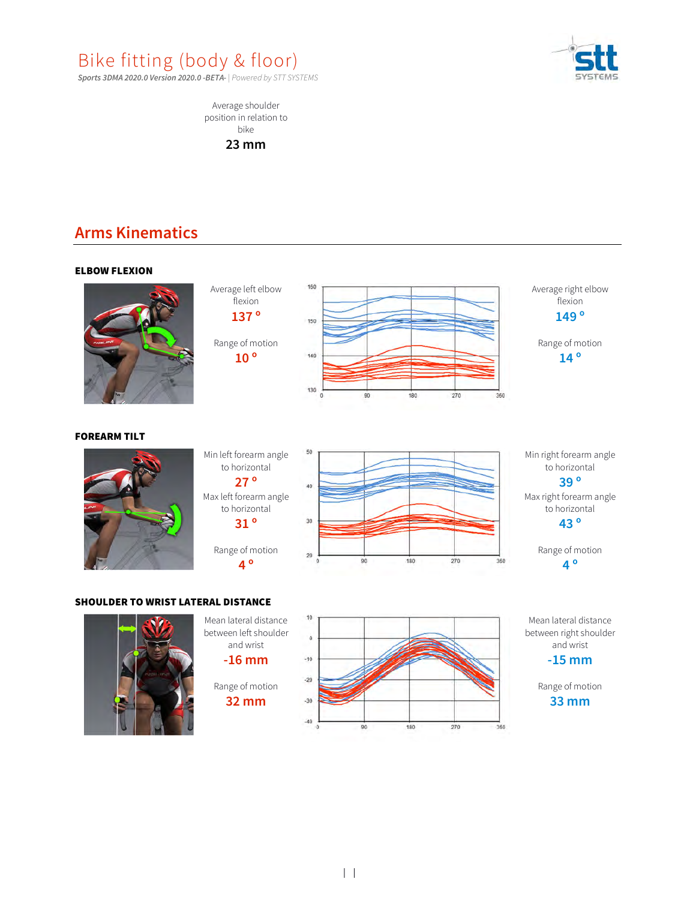# Bike fitting (body & floor)

*Sports 3DMA 2020.0 Version 2020.0 -BETA-* | *Powered by STT SYSTEMS*

Average shoulder position in relation to bike

**23 mm**

## Arms Kinematics

### ELBOW FLEXION

Average left elbow flexion

**137 º**

Range of motion

**10 º**

Average right elbow flexion

**149 º**

Range of motion

**14 º**

### FOREARM TILT

Min left forearm angle to horizontal

**27 º**

Max left forearm angle to horizontal

**31 º**

Range of motion

**4 º**

Min right forearm angle to horizontal

**39 º**

Max right forearm angle to horizontal

**43 º**

Range of motion

**4 º**

### SHOULDER TO WRIST LATERAL DISTANCE

Mean lateral distance between left shoulder and wrist

**-16 mm**

Range of motion

**32 mm**

Mean lateral distance between right shoulder and wrist

**-15 mm**

Range of motion

**33 mm**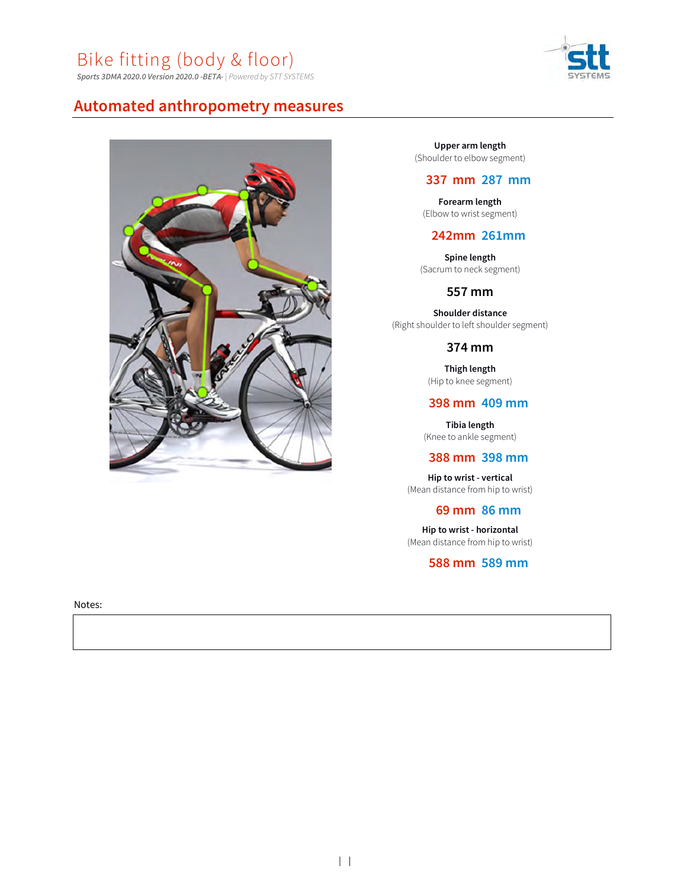# Bike fitting (body & floor)

*Sports 3DMA 2020.0 Version 2020.0 -BETA-* | *Powered by STT SYSTEMS*

## Automated anthropometry measures

**Upper arm length**
(Shoulder to elbow segment)

337 mm 287 mm

**Forearm length**
(Elbow to wrist segment)

242mm 261mm

**Spine length**
(Sacrum to neck segment)

557 mm

**Shoulder distance**
(Right shoulder to left shoulder segment)

374 mm

**Thigh length**
(Hip to knee segment)

398 mm 409 mm

**Tibia length**
(Knee to ankle segment)

388 mm 398 mm

**Hip to wrist - vertical**
(Mean distance from hip to wrist)

69 mm 86 mm

**Hip to wrist - horizontal**
(Mean distance from hip to wrist)

588 mm 589 mm

Notes: